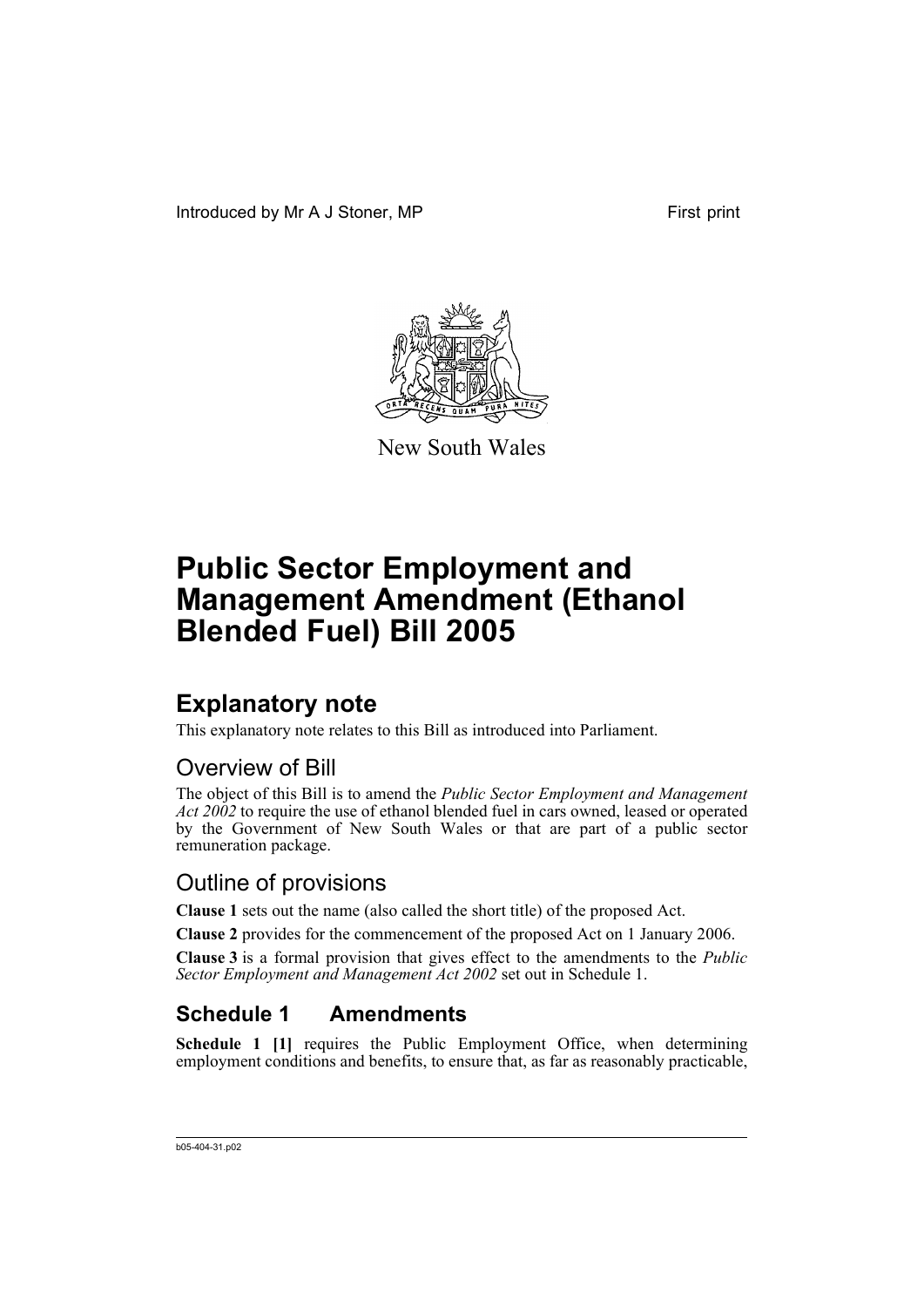Introduced by Mr A J Stoner, MP First print

New South Wales

# Public Sector Employment and Management Amendment (Ethanol Blended Fuel) Bill 2005

## Explanatory note

This explanatory note relates to this Bill as introduced into Parliament.

### Overview of Bill

The object of this Bill is to amend the *Public Sector Employment and Management Act 2002* to require the use of ethanol blended fuel in cars owned, leased or operated by the Government of New South Wales or that are part of a public sector remuneration package.

### Outline of provisions

**Clause 1** sets out the name (also called the short title) of the proposed Act.

**Clause 2** provides for the commencement of the proposed Act on 1 January 2006.

**Clause 3** is a formal provision that gives effect to the amendments to the *Public Sector Employment and Management Act 2002* set out in Schedule 1.

### Schedule 1 Amendments

**Schedule 1 [1]** requires the Public Employment Office, when determining employment conditions and benefits, to ensure that, as far as reasonably practicable,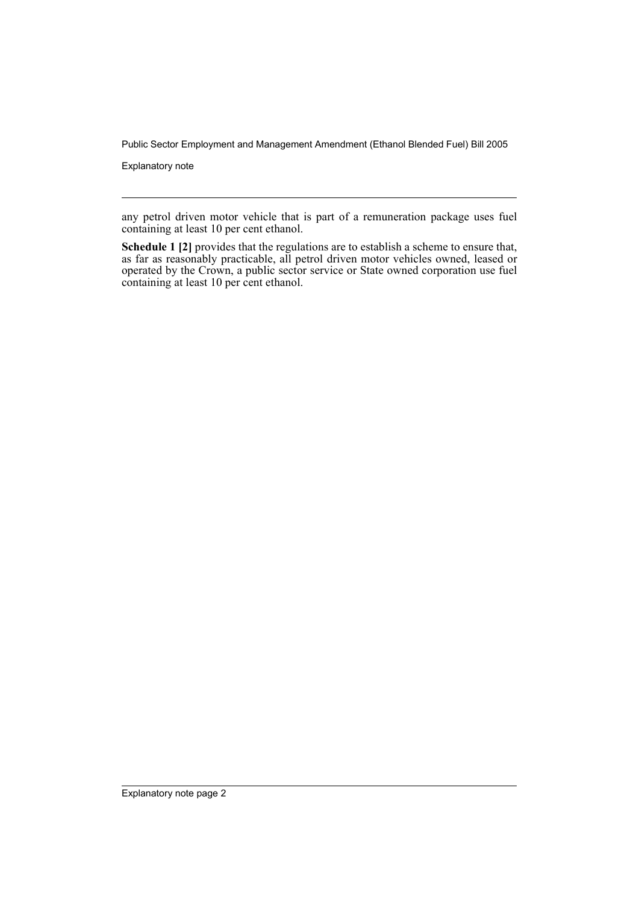any petrol driven motor vehicle that is part of a remuneration package uses fuel containing at least 10 per cent ethanol.

**Schedule 1 [2]** provides that the regulations are to establish a scheme to ensure that, as far as reasonably practicable, all petrol driven motor vehicles owned, leased or operated by the Crown, a public sector service or State owned corporation use fuel containing at least 10 per cent ethanol.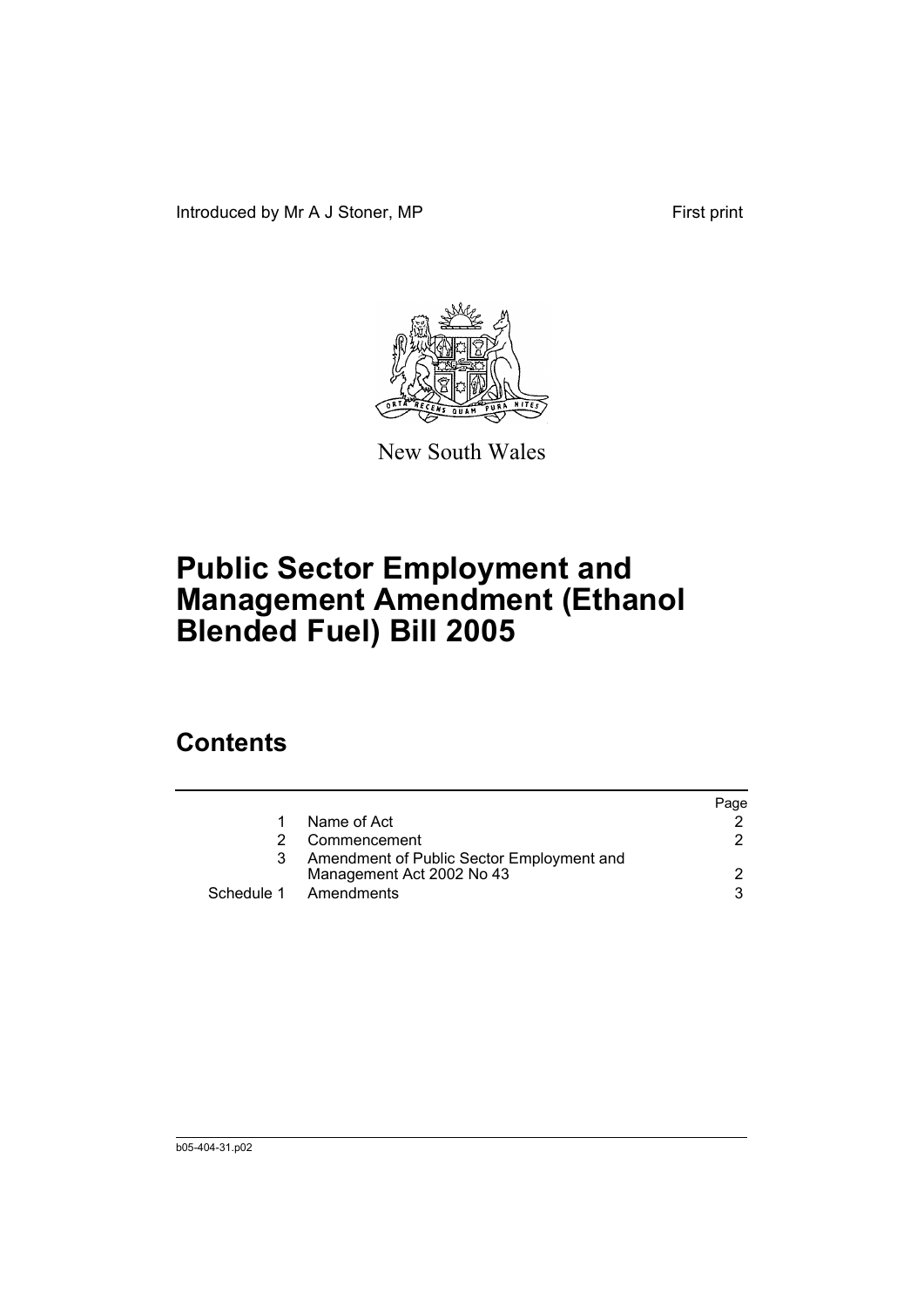Introduced by Mr A J Stoner, MP

First print

New South Wales

# Public Sector Employment and Management Amendment (Ethanol Blended Fuel) Bill 2005

## Contents

| | | Page |
|---|---|---|
| 1 | Name of Act | 2 |
| 2 | Commencement | 2 |
| 3 | Amendment of Public Sector Employment and Management Act 2002 No 43 | 2 |
| Schedule 1 | Amendments | 3 |

b05-404-31.p02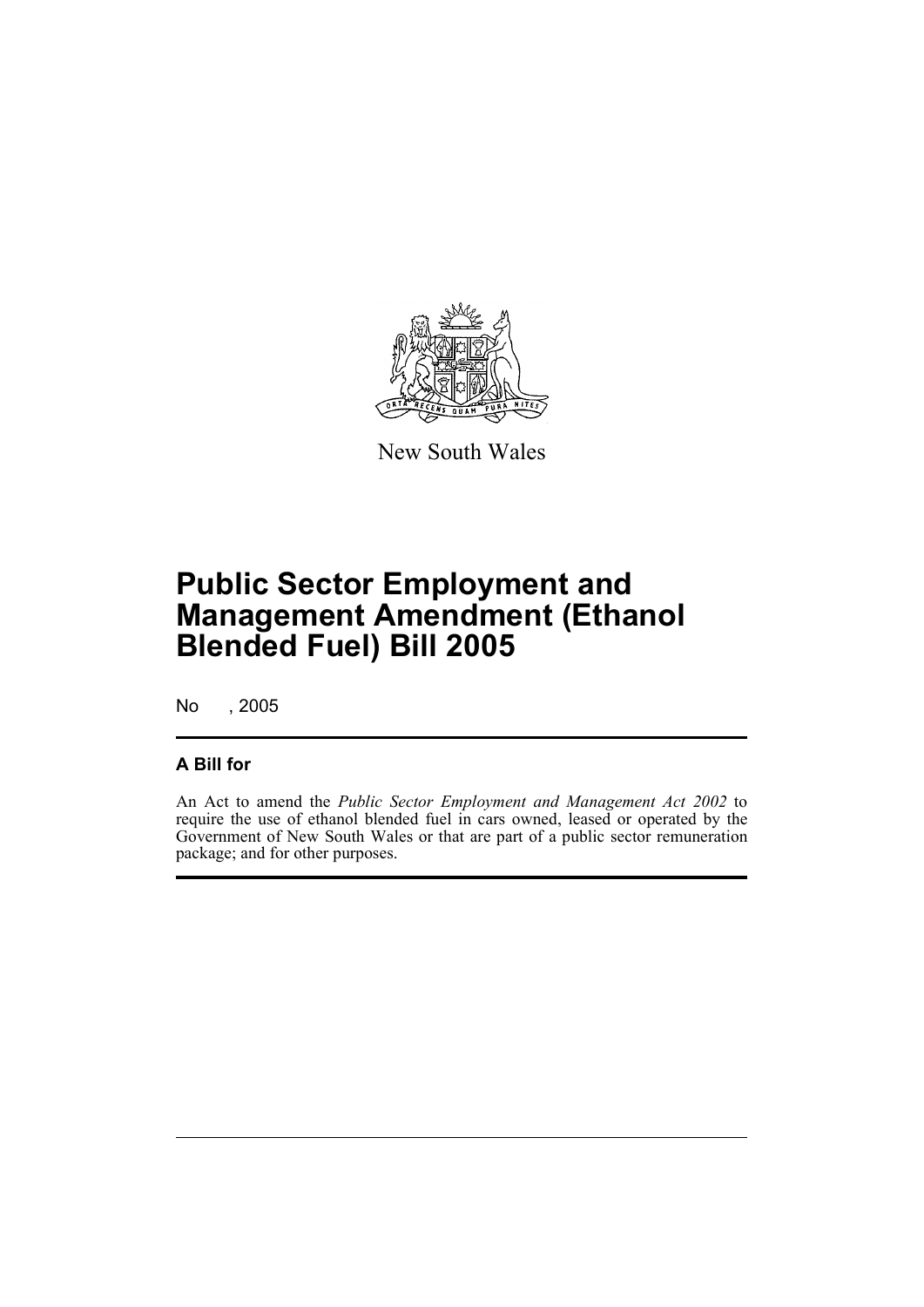New South Wales

# Public Sector Employment and Management Amendment (Ethanol Blended Fuel) Bill 2005

No , 2005

## A Bill for

An Act to amend the *Public Sector Employment and Management Act 2002* to require the use of ethanol blended fuel in cars owned, leased or operated by the Government of New South Wales or that are part of a public sector remuneration package; and for other purposes.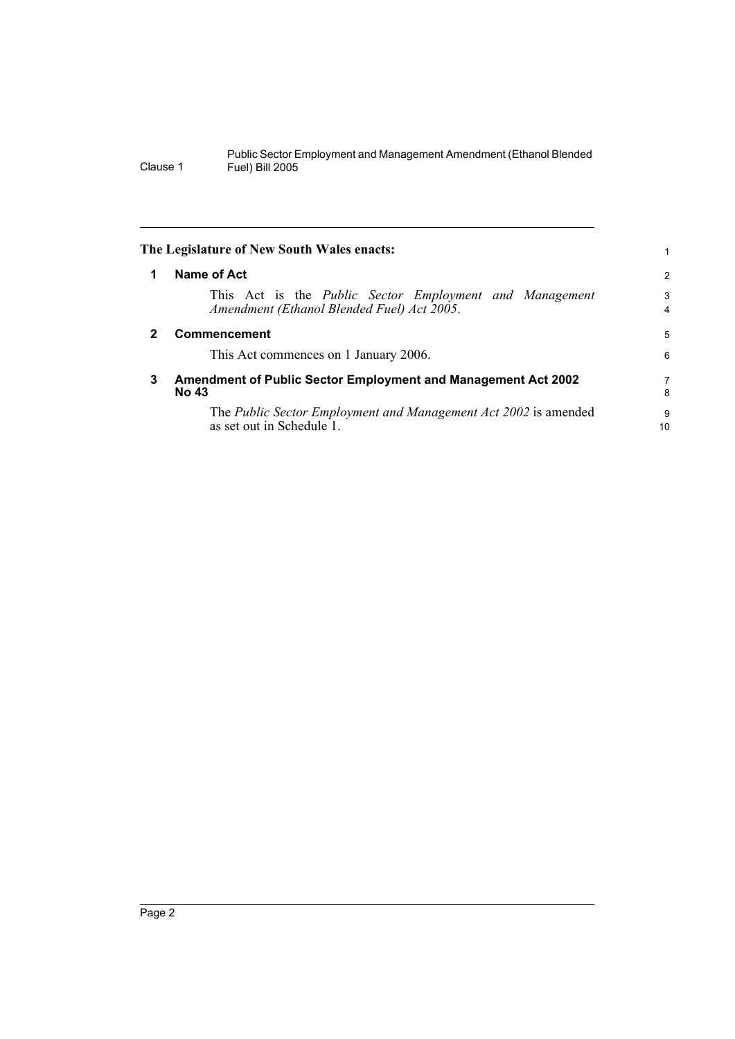The Legislature of New South Wales enacts:

## 1 Name of Act

This Act is the *Public Sector Employment and Management Amendment (Ethanol Blended Fuel) Act 2005*.

## 2 Commencement

This Act commences on 1 January 2006.

## 3 Amendment of Public Sector Employment and Management Act 2002 No 43

The *Public Sector Employment and Management Act 2002* is amended as set out in Schedule 1.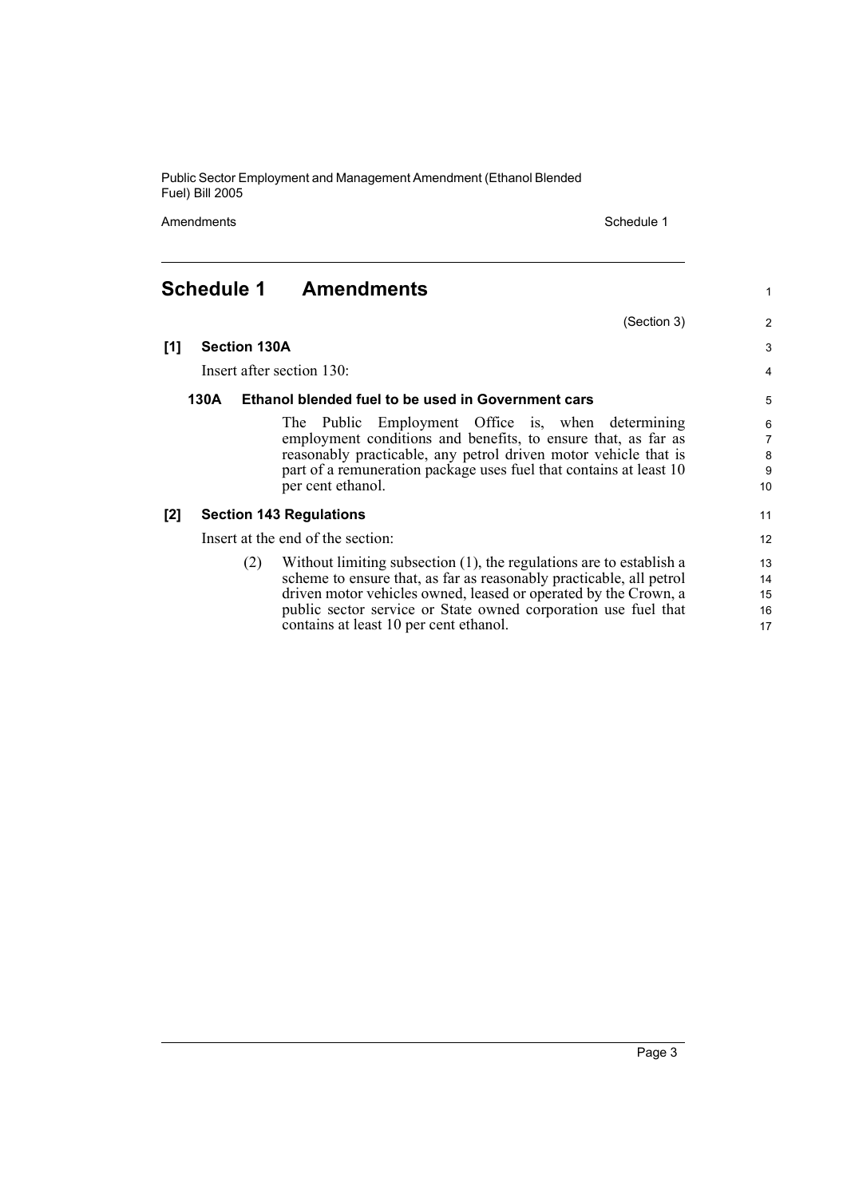# Schedule 1 Amendments

(Section 3)

**[1] Section 130A**

Insert after section 130:

### 130A Ethanol blended fuel to be used in Government cars

The Public Employment Office is, when determining employment conditions and benefits, to ensure that, as far as reasonably practicable, any petrol driven motor vehicle that is part of a remuneration package uses fuel that contains at least 10 per cent ethanol.

**[2] Section 143 Regulations**

Insert at the end of the section:

(2) Without limiting subsection (1), the regulations are to establish a scheme to ensure that, as far as reasonably practicable, all petrol driven motor vehicles owned, leased or operated by the Crown, a public sector service or State owned corporation use fuel that contains at least 10 per cent ethanol.